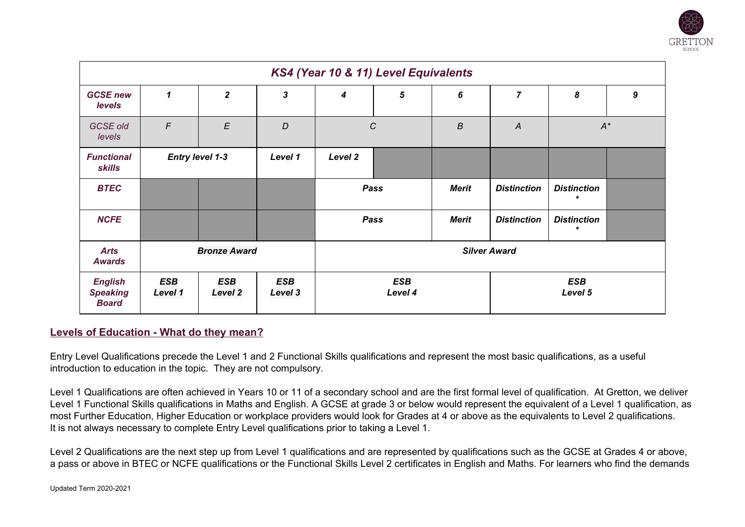| KS4 (Year 10 & 11) Level Equivalents | | | | | | | | | |
|---|---|---|---|---|---|---|---|---|---|
| **GCSE new levels** | 1 | 2 | 3 | 4 | 5 | 6 | 7 | 8 | 9 |
| GCSE old levels | F | E | D | C | | B | A | A* | |
| **Functional skills** | Entry level 1-3 | | Level 1 | Level 2 | | | | | |
| **BTEC** | | | | Pass | | Merit | Distinction | Distinction * | |
| **NCFE** | | | | Pass | | Merit | Distinction | Distinction * | |
| **Arts Awards** | Bronze Award | | | Silver Award | | | | | |
| **English Speaking Board** | ESB Level 1 | ESB Level 2 | ESB Level 3 | ESB Level 4 | | | ESB Level 5 | | |

## Levels of Education - What do they mean?

Entry Level Qualifications precede the Level 1 and 2 Functional Skills qualifications and represent the most basic qualifications, as a useful introduction to education in the topic. They are not compulsory.

Level 1 Qualifications are often achieved in Years 10 or 11 of a secondary school and are the first formal level of qualification. At Gretton, we deliver Level 1 Functional Skills qualifications in Maths and English. A GCSE at grade 3 or below would represent the equivalent of a Level 1 qualification, as most Further Education, Higher Education or workplace providers would look for Grades at 4 or above as the equivalents to Level 2 qualifications. It is not always necessary to complete Entry Level qualifications prior to taking a Level 1.

Level 2 Qualifications are the next step up from Level 1 qualifications and are represented by qualifications such as the GCSE at Grades 4 or above, a pass or above in BTEC or NCFE qualifications or the Functional Skills Level 2 certificates in English and Maths. For learners who find the demands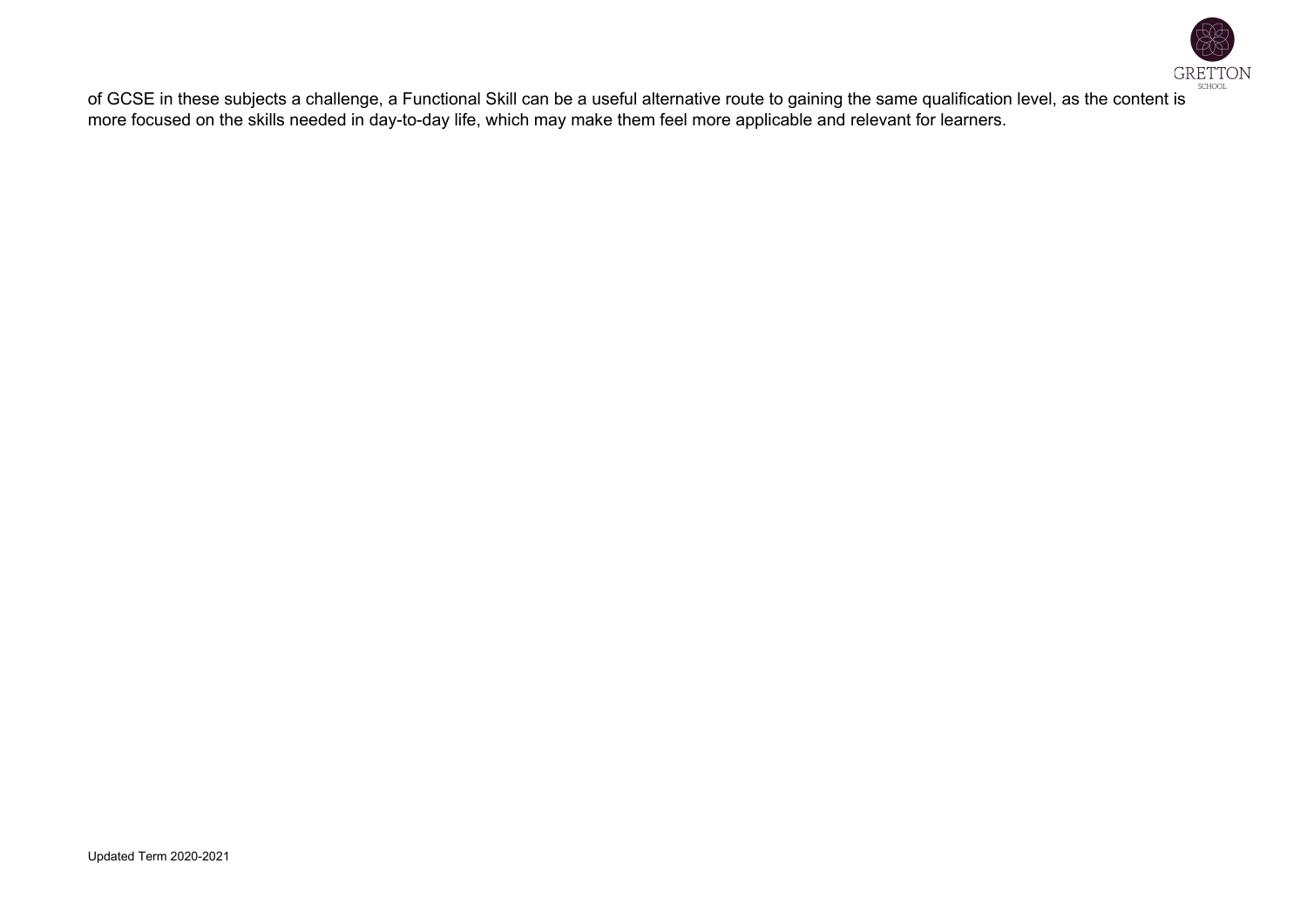of GCSE in these subjects a challenge, a Functional Skill can be a useful alternative route to gaining the same qualification level, as the content is more focused on the skills needed in day-to-day life, which may make them feel more applicable and relevant for learners.